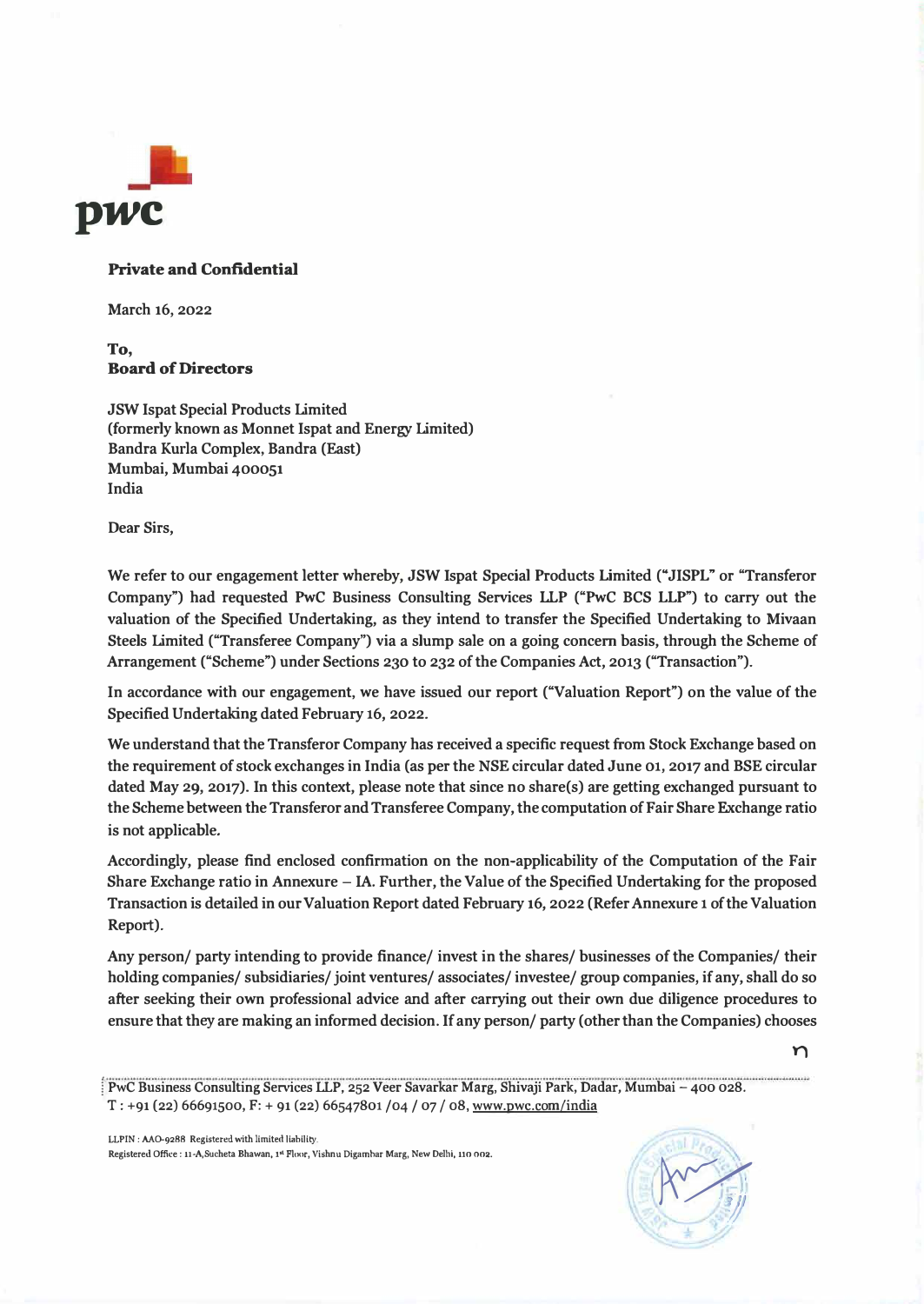**Private and Confidential**

March 16, 2022

**To,**
**Board of Directors**

JSW Ispat Special Products Limited
(formerly known as Monnet Ispat and Energy Limited)
Bandra Kurla Complex, Bandra (East)
Mumbai, Mumbai 400051
India

Dear Sirs,

We refer to our engagement letter whereby, JSW Ispat Special Products Limited ("JISPL" or "Transferor Company") had requested PwC Business Consulting Services LLP ("PwC BCS LLP") to carry out the valuation of the Specified Undertaking, as they intend to transfer the Specified Undertaking to Mivaan Steels Limited ("Transferee Company") via a slump sale on a going concern basis, through the Scheme of Arrangement ("Scheme") under Sections 230 to 232 of the Companies Act, 2013 ("Transaction").

In accordance with our engagement, we have issued our report ("Valuation Report") on the value of the Specified Undertaking dated February 16, 2022.

We understand that the Transferor Company has received a specific request from Stock Exchange based on the requirement of stock exchanges in India (as per the NSE circular dated June 01, 2017 and BSE circular dated May 29, 2017). In this context, please note that since no share(s) are getting exchanged pursuant to the Scheme between the Transferor and Transferee Company, the computation of Fair Share Exchange ratio is not applicable.

Accordingly, please find enclosed confirmation on the non-applicability of the Computation of the Fair Share Exchange ratio in Annexure – IA. Further, the Value of the Specified Undertaking for the proposed Transaction is detailed in our Valuation Report dated February 16, 2022 (Refer Annexure 1 of the Valuation Report).

Any person/ party intending to provide finance/ invest in the shares/ businesses of the Companies/ their holding companies/ subsidiaries/ joint ventures/ associates/ investee/ group companies, if any, shall do so after seeking their own professional advice and after carrying out their own due diligence procedures to ensure that they are making an informed decision. If any person/ party (other than the Companies) chooses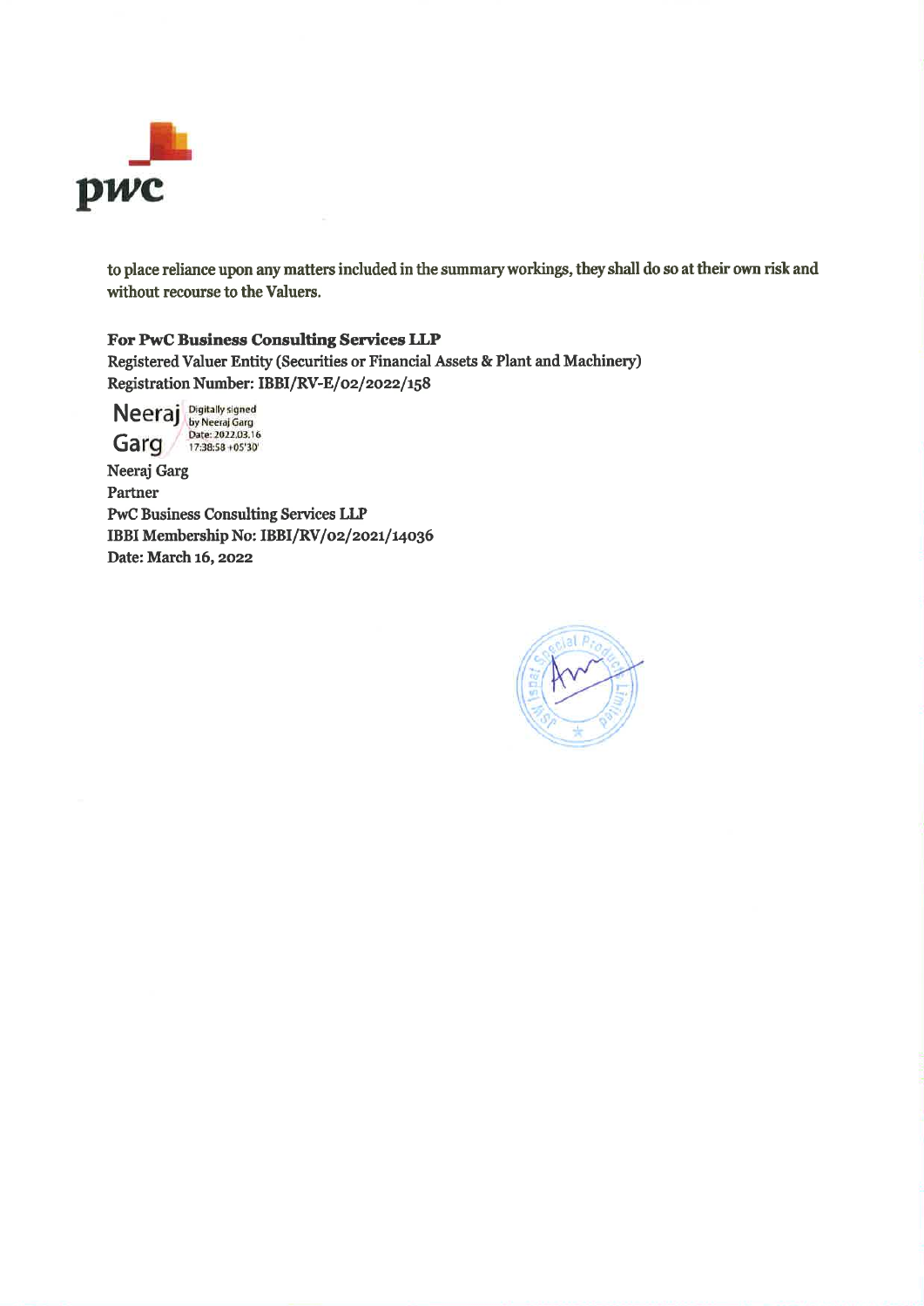to place reliance upon any matters included in the summary workings, they shall do so at their own risk and without recourse to the Valuers.

**For PwC Business Consulting Services LLP**
Registered Valuer Entity (Securities or Financial Assets & Plant and Machinery)
Registration Number: IBBI/RV-E/02/2022/158

Neeraj Garg
Digitally signed by Neeraj Garg
Date: 2022.03.16 17:38:58 +05'30'

Neeraj Garg
Partner
PwC Business Consulting Services LLP
IBBI Membership No: IBBI/RV/02/2021/14036
Date: March 16, 2022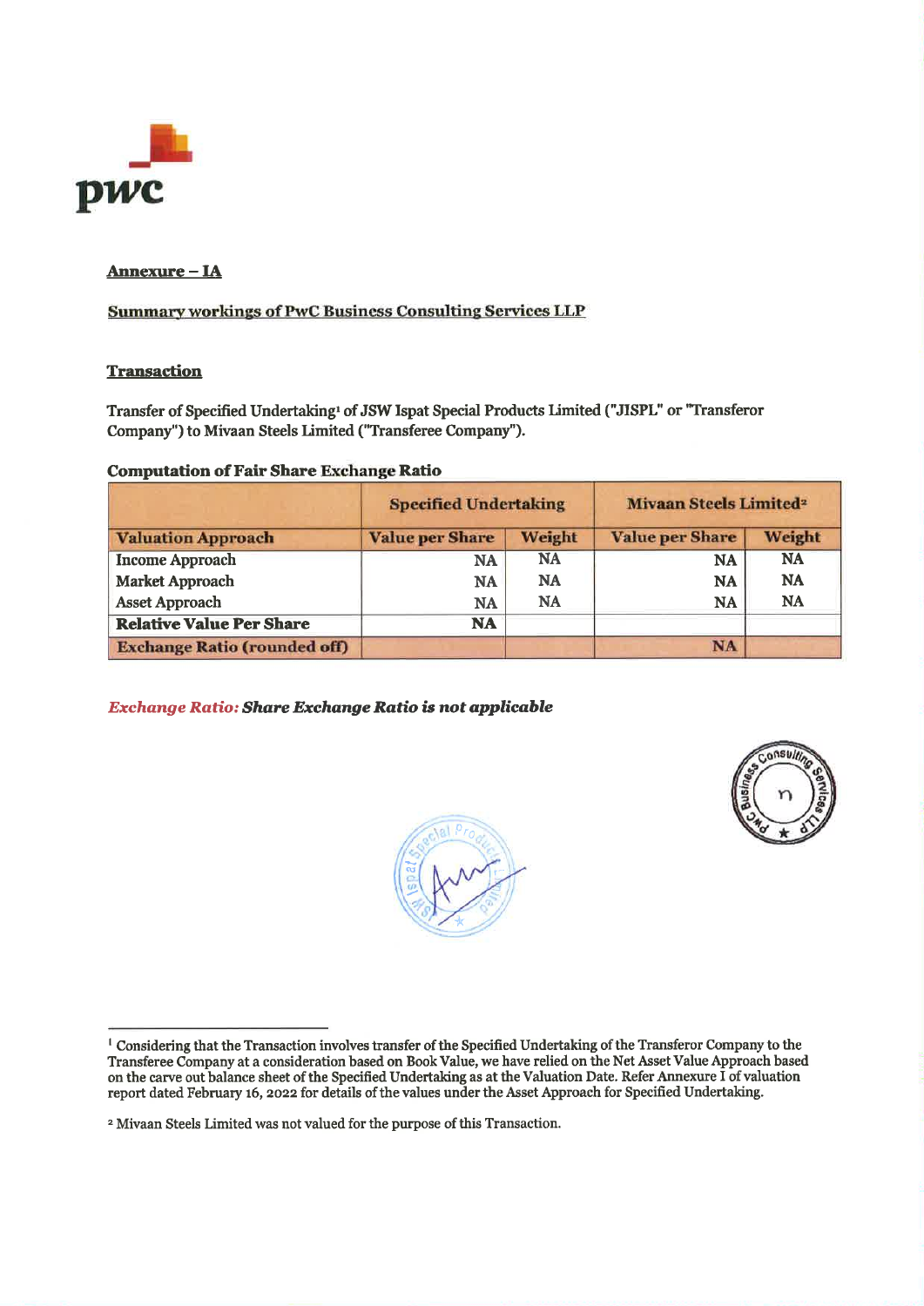**Annexure – IA**

**Summary workings of PwC Business Consulting Services LLP**

**Transaction**

**Transfer of Specified Undertaking[1] of JSW Ispat Special Products Limited ("JISPL" or "Transferor Company") to Mivaan Steels Limited ("Transferee Company").**

**Computation of Fair Share Exchange Ratio**

| | Specified Undertaking | | Mivaan Steels Limited[2] | |
|---|---|---|---|---|
| **Valuation Approach** | **Value per Share** | **Weight** | **Value per Share** | **Weight** |
| Income Approach | NA | NA | NA | NA |
| Market Approach | NA | NA | NA | NA |
| Asset Approach | NA | NA | NA | NA |
| **Relative Value Per Share** | **NA** | | | |
| **Exchange Ratio (rounded off)** | | | **NA** | |

***Exchange Ratio: Share Exchange Ratio is not applicable***

[1] Considering that the Transaction involves transfer of the Specified Undertaking of the Transferor Company to the Transferee Company at a consideration based on Book Value, we have relied on the Net Asset Value Approach based on the carve out balance sheet of the Specified Undertaking as at the Valuation Date. Refer Annexure I of valuation report dated February 16, 2022 for details of the values under the Asset Approach for Specified Undertaking.

[2] Mivaan Steels Limited was not valued for the purpose of this Transaction.